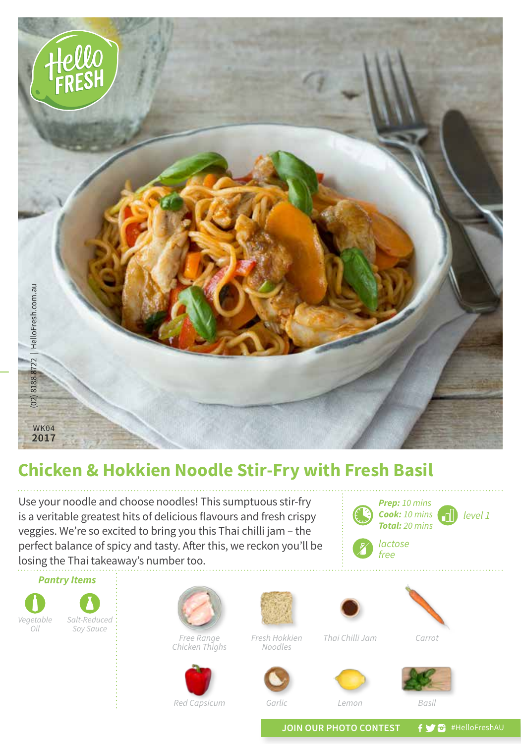WK04
**2017**

# Chicken & Hokkien Noodle Stir-Fry with Fresh Basil

Use your noodle and choose noodles! This sumptuous stir-fry is a veritable greatest hits of delicious flavours and fresh crispy veggies. We're so excited to bring you this Thai chilli jam – the perfect balance of spicy and tasty. After this, we reckon you'll be losing the Thai takeaway's number too.

***Prep:*** *10 mins*
***Cook:*** *10 mins*
***Total:*** *20 mins*

*level 1*

*lactose free*

### *Pantry Items*

- *Vegetable Oil*
- *Salt-Reduced Soy Sauce*

### Ingredients

- *Free Range Chicken Thighs*
- *Fresh Hokkien Noodles*
- *Thai Chilli Jam*
- *Carrot*
- *Red Capsicum*
- *Garlic*
- *Lemon*
- *Basil*

**JOIN OUR PHOTO CONTEST** #HelloFreshAU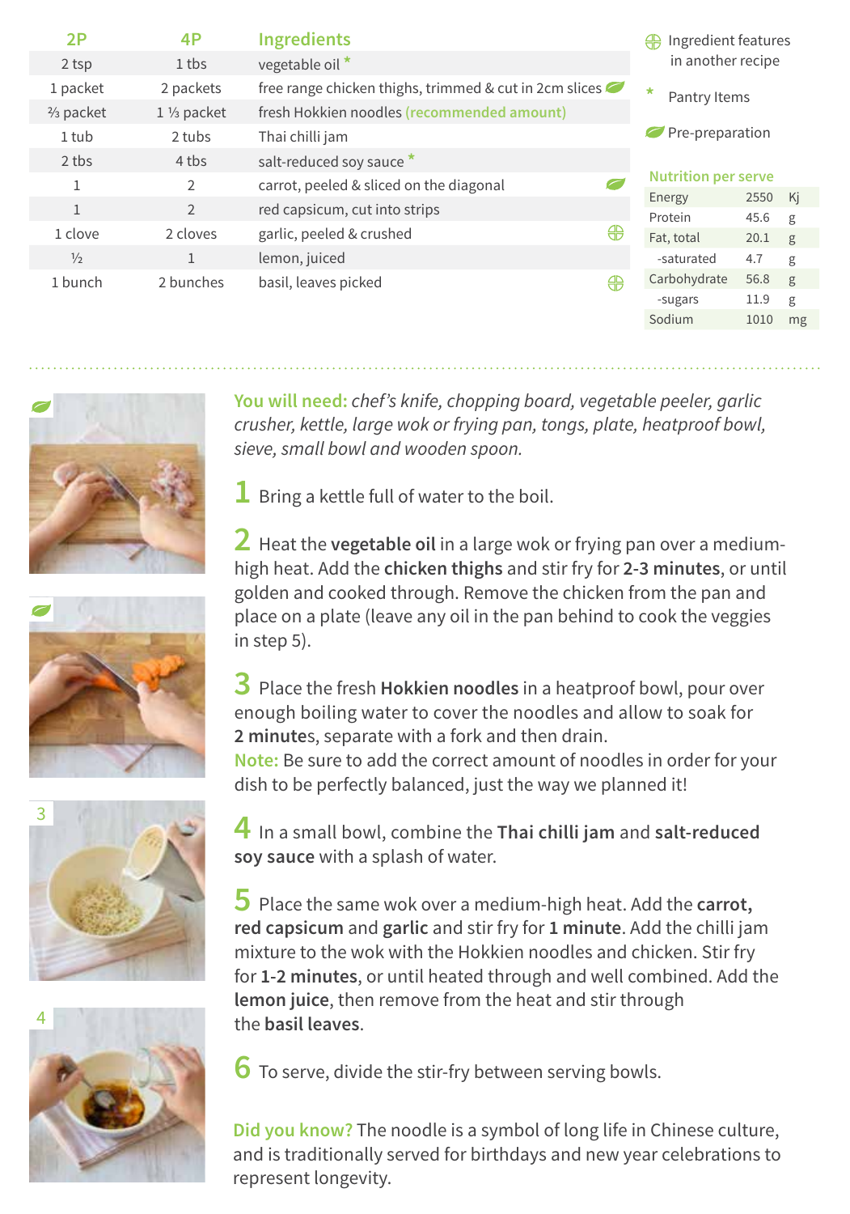| 2P | 4P | Ingredients | |
|---|---|---|---|
| 2 tsp | 1 tbs | vegetable oil * | |
| 1 packet | 2 packets | free range chicken thighs, trimmed & cut in 2cm slices | Pre-preparation |
| ⅔ packet | 1 ⅓ packet | fresh Hokkien noodles (recommended amount) | |
| 1 tub | 2 tubs | Thai chilli jam | |
| 2 tbs | 4 tbs | salt-reduced soy sauce * | |
| 1 | 2 | carrot, peeled & sliced on the diagonal | Pre-preparation |
| 1 | 2 | red capsicum, cut into strips | |
| 1 clove | 2 cloves | garlic, peeled & crushed | Ingredient features in another recipe |
| ½ | 1 | lemon, juiced | |
| 1 bunch | 2 bunches | basil, leaves picked | Ingredient features in another recipe |

Ingredient features in another recipe

\* Pantry Items

Pre-preparation

**Nutrition per serve**

| | | |
|---|---|---|
| Energy | 2550 | Kj |
| Protein | 45.6 | g |
| Fat, total | 20.1 | g |
| -saturated | 4.7 | g |
| Carbohydrate | 56.8 | g |
| -sugars | 11.9 | g |
| Sodium | 1010 | mg |

**You will need:** *chef's knife, chopping board, vegetable peeler, garlic crusher, kettle, large wok or frying pan, tongs, plate, heatproof bowl, sieve, small bowl and wooden spoon.*

**1** Bring a kettle full of water to the boil.

**2** Heat the **vegetable oil** in a large wok or frying pan over a medium-high heat. Add the **chicken thighs** and stir fry for **2-3 minutes**, or until golden and cooked through. Remove the chicken from the pan and place on a plate (leave any oil in the pan behind to cook the veggies in step 5).

**3** Place the fresh **Hokkien noodles** in a heatproof bowl, pour over enough boiling water to cover the noodles and allow to soak for **2 minute**s, separate with a fork and then drain.
**Note:** Be sure to add the correct amount of noodles in order for your dish to be perfectly balanced, just the way we planned it!

**4** In a small bowl, combine the **Thai chilli jam** and **salt-reduced soy sauce** with a splash of water.

**5** Place the same wok over a medium-high heat. Add the **carrot, red capsicum** and **garlic** and stir fry for **1 minute**. Add the chilli jam mixture to the wok with the Hokkien noodles and chicken. Stir fry for **1-2 minutes**, or until heated through and well combined. Add the **lemon juice**, then remove from the heat and stir through the **basil leaves**.

**6** To serve, divide the stir-fry between serving bowls.

**Did you know?** The noodle is a symbol of long life in Chinese culture, and is traditionally served for birthdays and new year celebrations to represent longevity.